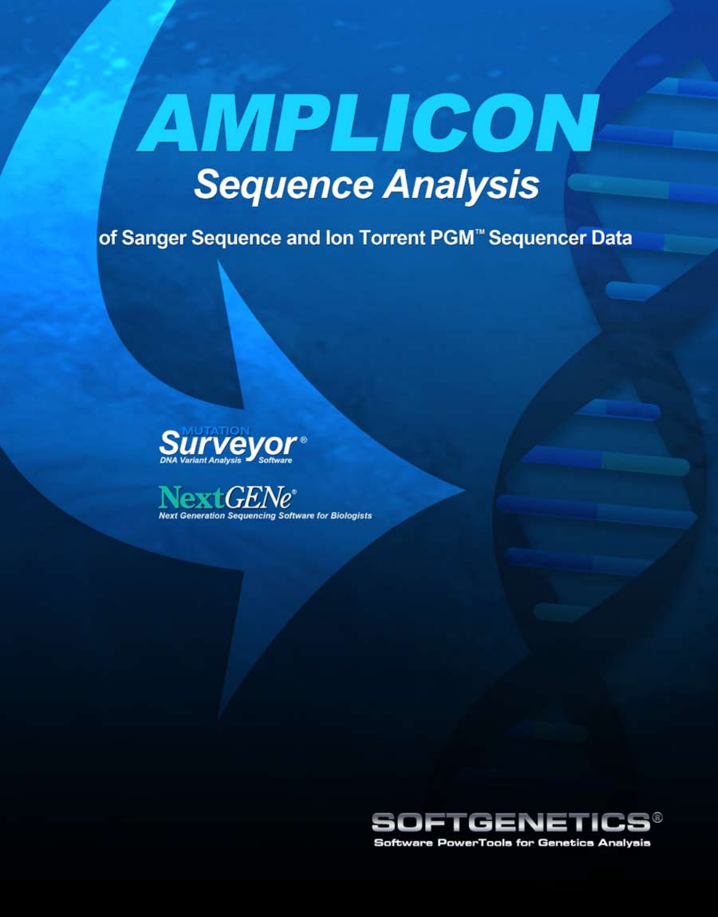# AMPLICON

## Sequence Analysis

of Sanger Sequence and Ion Torrent PGM™ Sequencer Data

MUTATION Surveyor®
DNA Variant Analysis Software

NextGENe®
Next Generation Sequencing Software for Biologists

SOFTGENETICS®
Software PowerTools for Genetics Analysis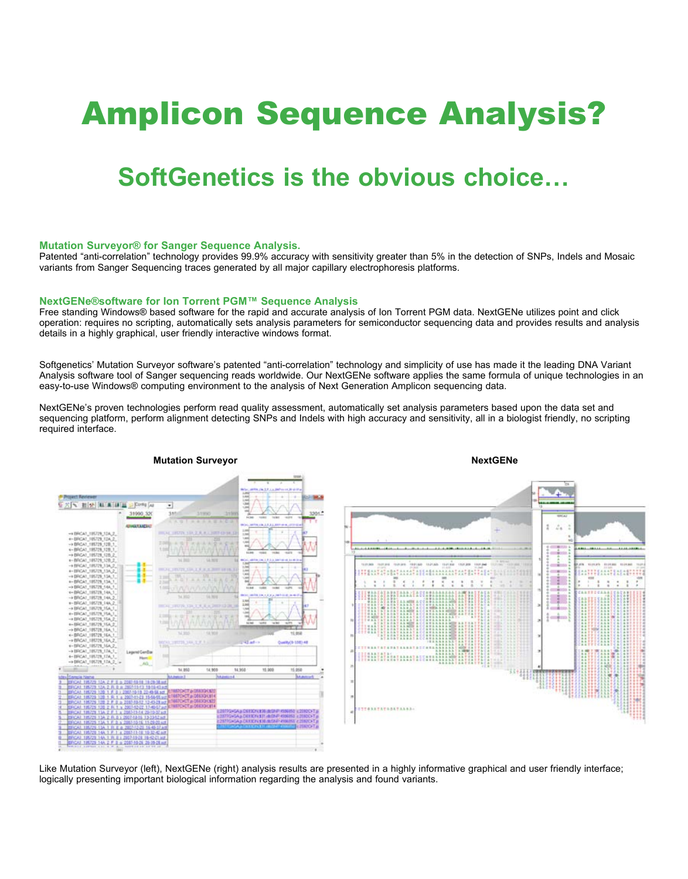# Amplicon Sequence Analysis?

## SoftGenetics is the obvious choice…

**Mutation Surveyor® for Sanger Sequence Analysis.**

Patented "anti-correlation" technology provides 99.9% accuracy with sensitivity greater than 5% in the detection of SNPs, Indels and Mosaic variants from Sanger Sequencing traces generated by all major capillary electrophoresis platforms.

**NextGENe®software for Ion Torrent PGM™ Sequence Analysis**

Free standing Windows® based software for the rapid and accurate analysis of Ion Torrent PGM data. NextGENe utilizes point and click operation: requires no scripting, automatically sets analysis parameters for semiconductor sequencing data and provides results and analysis details in a highly graphical, user friendly interactive windows format.

Softgenetics' Mutation Surveyor software's patented "anti-correlation" technology and simplicity of use has made it the leading DNA Variant Analysis software tool of Sanger sequencing reads worldwide. Our NextGENe software applies the same formula of unique technologies in an easy-to-use Windows® computing environment to the analysis of Next Generation Amplicon sequencing data.

NextGENe's proven technologies perform read quality assessment, automatically set analysis parameters based upon the data set and sequencing platform, perform alignment detecting SNPs and Indels with high accuracy and sensitivity, all in a biologist friendly, no scripting required interface.

**Mutation Surveyor** **NextGENe**

Like Mutation Surveyor (left), NextGENe (right) analysis results are presented in a highly informative graphical and user friendly interface; logically presenting important biological information regarding the analysis and found variants.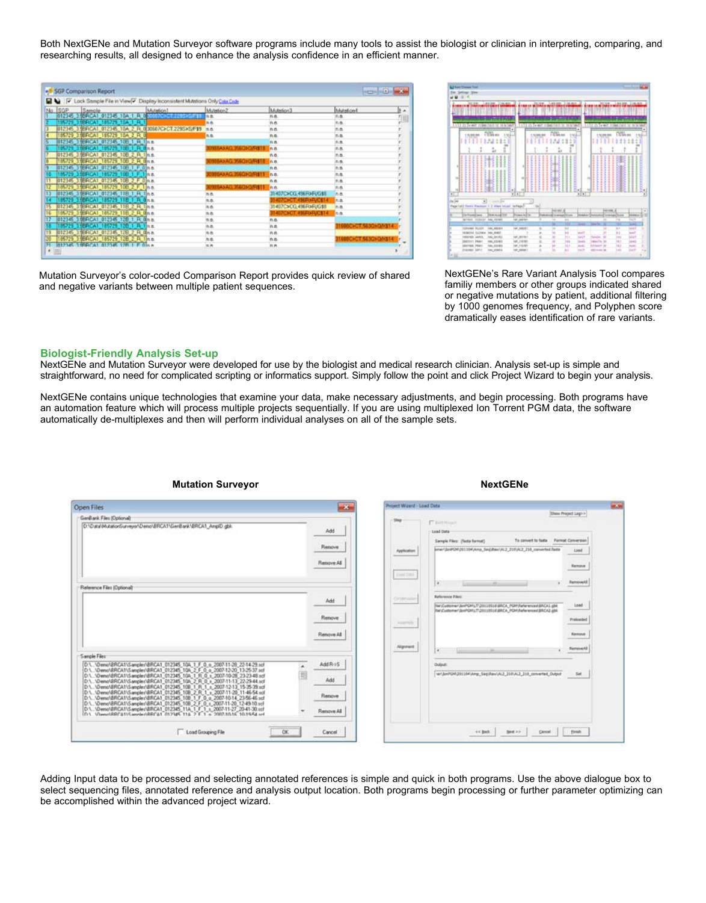Both NextGENe and Mutation Surveyor software programs include many tools to assist the biologist or clinician in interpreting, comparing, and researching results, all designed to enhance the analysis confidence in an efficient manner.

Mutation Surveyor's color-coded Comparison Report provides quick review of shared and negative variants between multiple patient sequences.

NextGENe's Rare Variant Analysis Tool compares familiy members or other groups indicated shared or negative mutations by patient, additional filtering by 1000 genomes frequency, and Polyphen score dramatically eases identification of rare variants.

## Biologist-Friendly Analysis Set-up

NextGENe and Mutation Surveyor were developed for use by the biologist and medical research clinician. Analysis set-up is simple and straightforward, no need for complicated scripting or informatics support. Simply follow the point and click Project Wizard to begin your analysis.

NextGENe contains unique technologies that examine your data, make necessary adjustments, and begin processing. Both programs have an automation feature which will process multiple projects sequentially. If you are using multiplexed Ion Torrent PGM data, the software automatically de-multiplexes and then will perform individual analyses on all of the sample sets.

**Mutation Surveyor**

**NextGENe**

Adding Input data to be processed and selecting annotated references is simple and quick in both programs. Use the above dialogue box to select sequencing files, annotated reference and analysis output location. Both programs begin processing or further parameter optimizing can be accomplished within the advanced project wizard.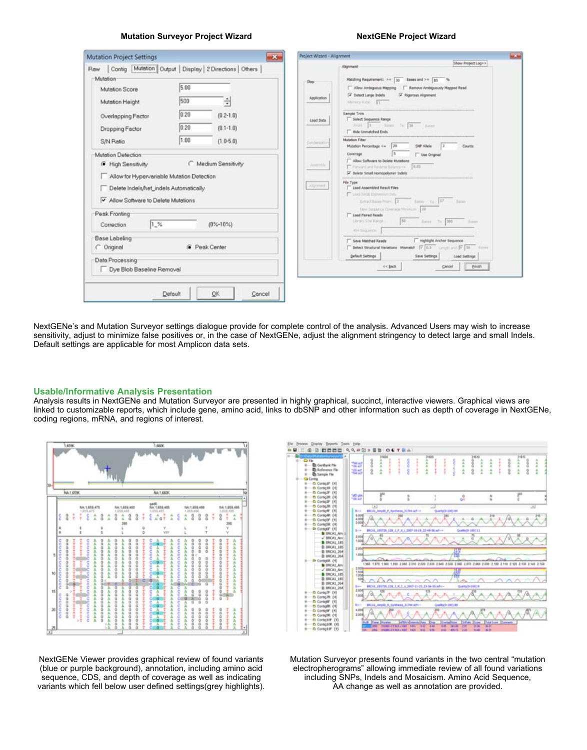**Mutation Surveyor Project Wizard**

**NextGENe Project Wizard**

NextGENe's and Mutation Surveyor settings dialogue provide for complete control of the analysis. Advanced Users may wish to increase sensitivity, adjust to minimize false positives or, in the case of NextGENe, adjust the alignment stringency to detect large and small Indels. Default settings are applicable for most Amplicon data sets.

## Usable/Informative Analysis Presentation

Analysis results in NextGENe and Mutation Surveyor are presented in highly graphical, succinct, interactive viewers. Graphical views are linked to customizable reports, which include gene, amino acid, links to dbSNP and other information such as depth of coverage in NextGENe, coding regions, mRNA, and regions of interest.

NextGENe Viewer provides graphical review of found variants (blue or purple background), annotation, including amino acid sequence, CDS, and depth of coverage as well as indicating variants which fell below user defined settings(grey highlights).

Mutation Surveyor presents found variants in the two central "mutation electropherograms" allowing immediate review of all found variations including SNPs, Indels and Mosaicism. Amino Acid Sequence, AA change as well as annotation are provided.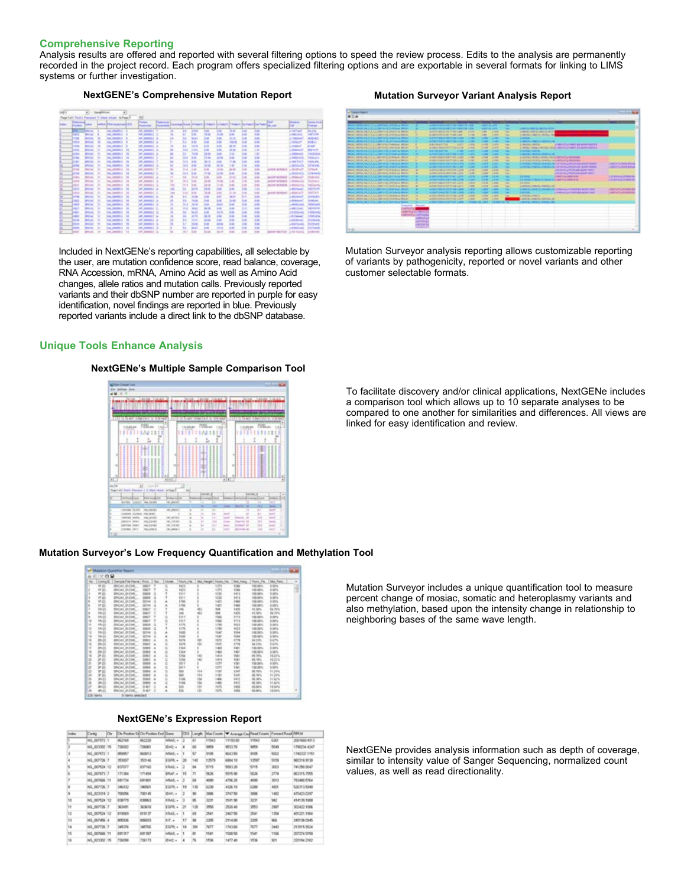## Comprehensive Reporting

Analysis results are offered and reported with several filtering options to speed the review process. Edits to the analysis are permanently recorded in the project record. Each program offers specialized filtering options and are exportable in several formats for linking to LIMS systems or further investigation.

### NextGENE's Comprehensive Mutation Report

Included in NextGENe's reporting capabilities, all selectable by the user, are mutation confidence score, read balance, coverage, RNA Accession, mRNA, Amino Acid as well as Amino Acid changes, allele ratios and mutation calls. Previously reported variants and their dbSNP number are reported in purple for easy identification, novel findings are reported in blue. Previously reported variants include a direct link to the dbSNP database.

### Mutation Surveyor Variant Analysis Report

Mutation Surveyor analysis reporting allows customizable reporting of variants by pathogenicity, reported or novel variants and other customer selectable formats.

## Unique Tools Enhance Analysis

### NextGENe's Multiple Sample Comparison Tool

To facilitate discovery and/or clinical applications, NextGENe includes a comparison tool which allows up to 10 separate analyses to be compared to one another for similarities and differences. All views are linked for easy identification and review.

### Mutation Surveyor's Low Frequency Quantification and Methylation Tool

Mutation Surveyor includes a unique quantification tool to measure percent change of mosiac, somatic and heteroplasmy variants and also methylation, based upon the intensity change in relationship to neighboring bases of the same wave length.

### NextGENe's Expression Report

NextGENe provides analysis information such as depth of coverage, similar to intensity value of Sanger Sequencing, normalized count values, as well as read directionality.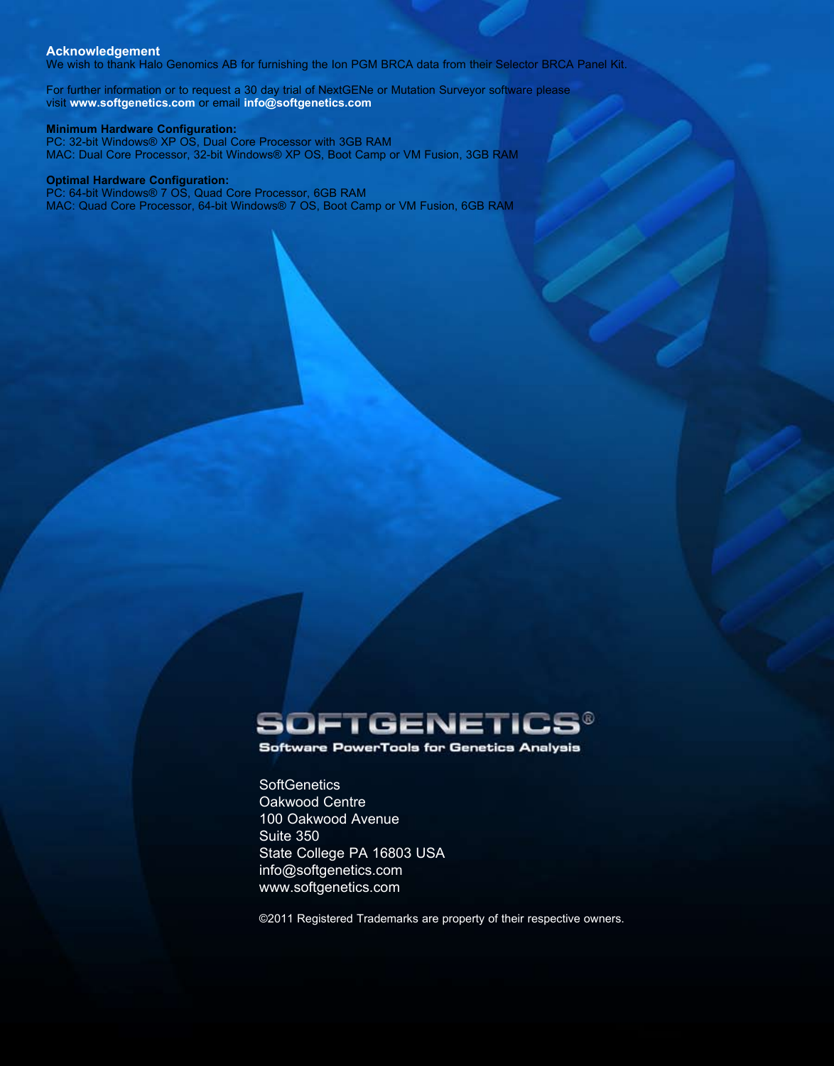**Acknowledgement**
We wish to thank Halo Genomics AB for furnishing the Ion PGM BRCA data from their Selector BRCA Panel Kit.

For further information or to request a 30 day trial of NextGENe or Mutation Surveyor software please visit **www.softgenetics.com** or email **info@softgenetics.com**

**Minimum Hardware Configuration:**
PC: 32-bit Windows® XP OS, Dual Core Processor with 3GB RAM
MAC: Dual Core Processor, 32-bit Windows® XP OS, Boot Camp or VM Fusion, 3GB RAM

**Optimal Hardware Configuration:**
PC: 64-bit Windows® 7 OS, Quad Core Processor, 6GB RAM
MAC: Quad Core Processor, 64-bit Windows® 7 OS, Boot Camp or VM Fusion, 6GB RAM

**SOFTGENETICS®**
**Software PowerTools for Genetics Analysis**

SoftGenetics
Oakwood Centre
100 Oakwood Avenue
Suite 350
State College PA 16803 USA
info@softgenetics.com
www.softgenetics.com

©2011 Registered Trademarks are property of their respective owners.